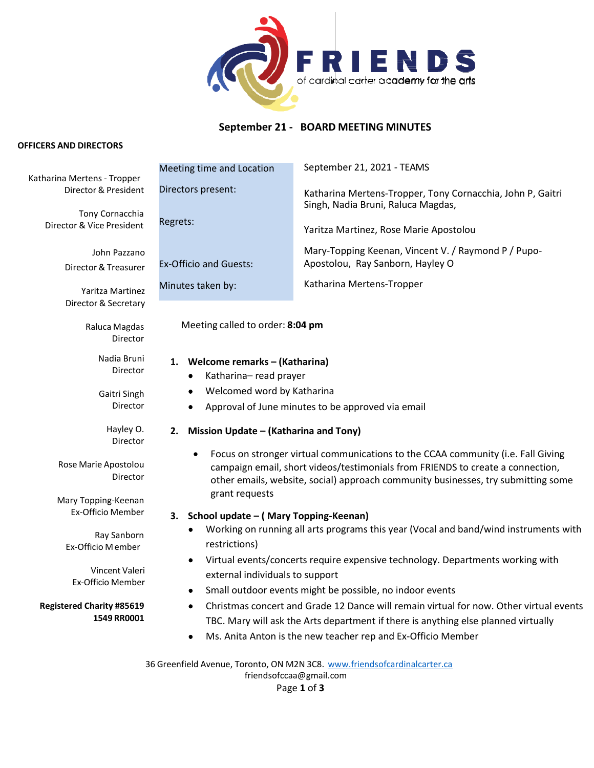FRIENDS of cardinal carter academy for the arts

# September 21 - BOARD MEETING MINUTES

**OFFICERS AND DIRECTORS**

Katharina Mertens - Tropper
Director & President

Tony Cornacchia
Director & Vice President

John Pazzano
Director & Treasurer

Yaritza Martinez
Director & Secretary

Raluca Magdas
Director

Nadia Bruni
Director

Gaitri Singh
Director

Hayley O.
Director

Rose Marie Apostolou
Director

Mary Topping-Keenan
Ex-Officio Member

Ray Sanborn
Ex-Officio Member

Vincent Valeri
Ex-Officio Member

**Registered Charity #85619 1549 RR0001**

| | |
|---|---|
| Meeting time and Location | September 21, 2021 - TEAMS |
| Directors present: | Katharina Mertens-Tropper, Tony Cornacchia, John P, Gaitri Singh, Nadia Bruni, Raluca Magdas, |
| Regrets: | Yaritza Martinez, Rose Marie Apostolou |
| Ex-Officio and Guests: | Mary-Topping Keenan, Vincent V. / Raymond P / Pupo-Apostolou, Ray Sanborn, Hayley O |
| Minutes taken by: | Katharina Mertens-Tropper |

Meeting called to order: **8:04 pm**

1. **Welcome remarks – (Katharina)**
   - Katharina– read prayer
   - Welcomed word by Katharina
   - Approval of June minutes to be approved via email
2. **Mission Update – (Katharina and Tony)**
   - Focus on stronger virtual communications to the CCAA community (i.e. Fall Giving campaign email, short videos/testimonials from FRIENDS to create a connection, other emails, website, social) approach community businesses, try submitting some grant requests
3. **School update – ( Mary Topping-Keenan)**
   - Working on running all arts programs this year (Vocal and band/wind instruments with restrictions)
   - Virtual events/concerts require expensive technology. Departments working with external individuals to support
   - Small outdoor events might be possible, no indoor events
   - Christmas concert and Grade 12 Dance will remain virtual for now. Other virtual events TBC. Mary will ask the Arts department if there is anything else planned virtually
   - Ms. Anita Anton is the new teacher rep and Ex-Officio Member

36 Greenfield Avenue, Toronto, ON M2N 3C8. www.friendsofcardinalcarter.ca
friendsofccaa@gmail.com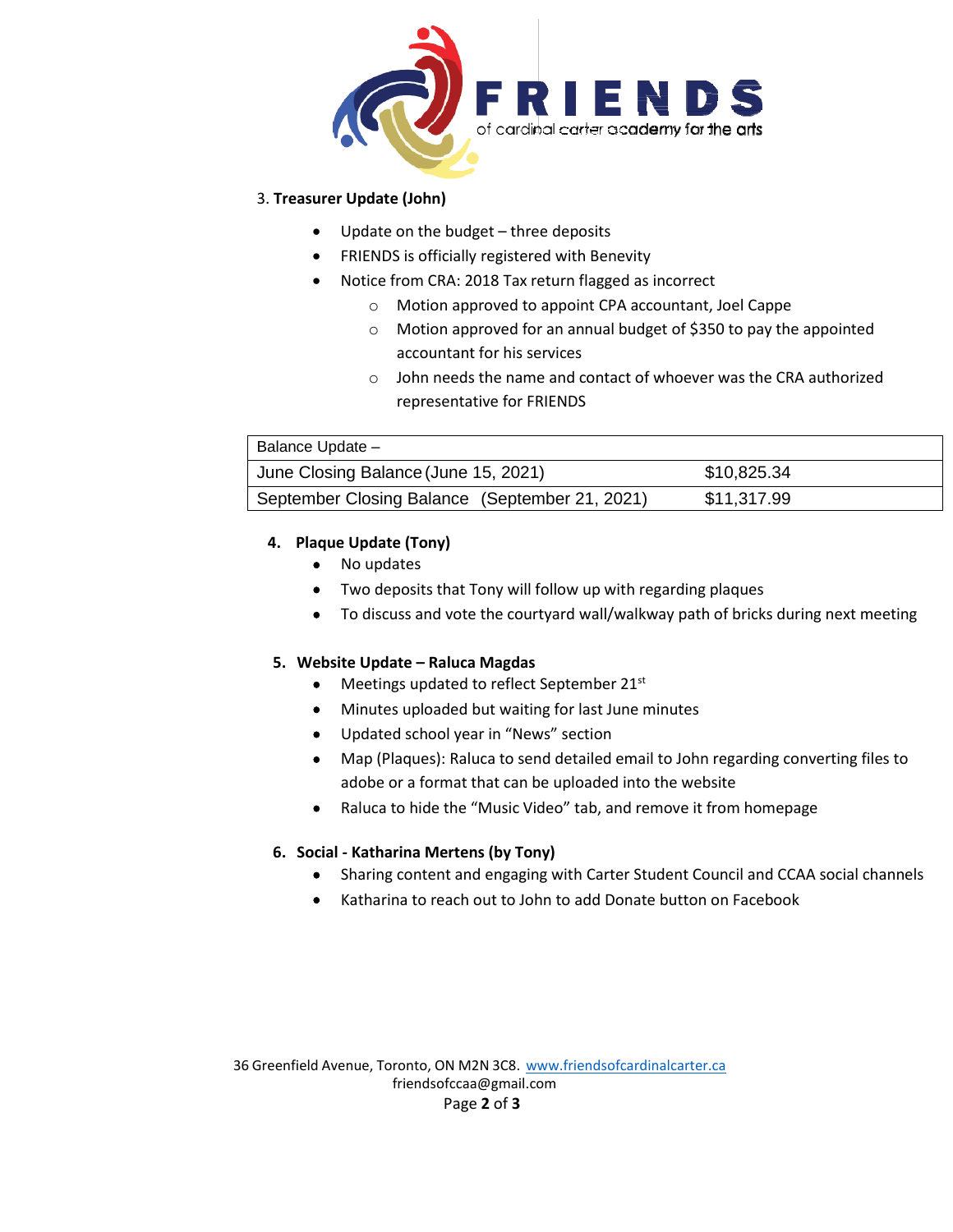3. **Treasurer Update (John)**

- Update on the budget – three deposits
- FRIENDS is officially registered with Benevity
- Notice from CRA: 2018 Tax return flagged as incorrect
  - Motion approved to appoint CPA accountant, Joel Cappe
  - Motion approved for an annual budget of $350 to pay the appointed accountant for his services
  - John needs the name and contact of whoever was the CRA authorized representative for FRIENDS

| Balance Update – | |
|---|---|
| June Closing Balance (June 15, 2021) | $10,825.34 |
| September Closing Balance (September 21, 2021) | $11,317.99 |

4. **Plaque Update (Tony)**
   - No updates
   - Two deposits that Tony will follow up with regarding plaques
   - To discuss and vote the courtyard wall/walkway path of bricks during next meeting

5. **Website Update – Raluca Magdas**
   - Meetings updated to reflect September 21st
   - Minutes uploaded but waiting for last June minutes
   - Updated school year in "News" section
   - Map (Plaques): Raluca to send detailed email to John regarding converting files to adobe or a format that can be uploaded into the website
   - Raluca to hide the "Music Video" tab, and remove it from homepage

6. **Social - Katharina Mertens (by Tony)**
   - Sharing content and engaging with Carter Student Council and CCAA social channels
   - Katharina to reach out to John to add Donate button on Facebook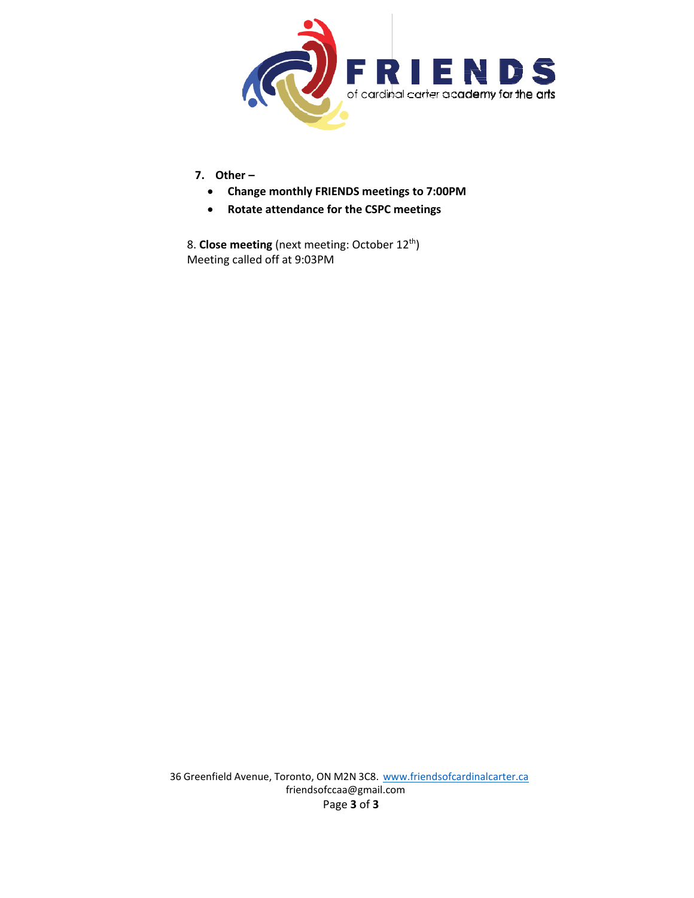7. **Other –**
   - **Change monthly FRIENDS meetings to 7:00PM**
   - **Rotate attendance for the CSPC meetings**

8. **Close meeting** (next meeting: October 12th)
Meeting called off at 9:03PM